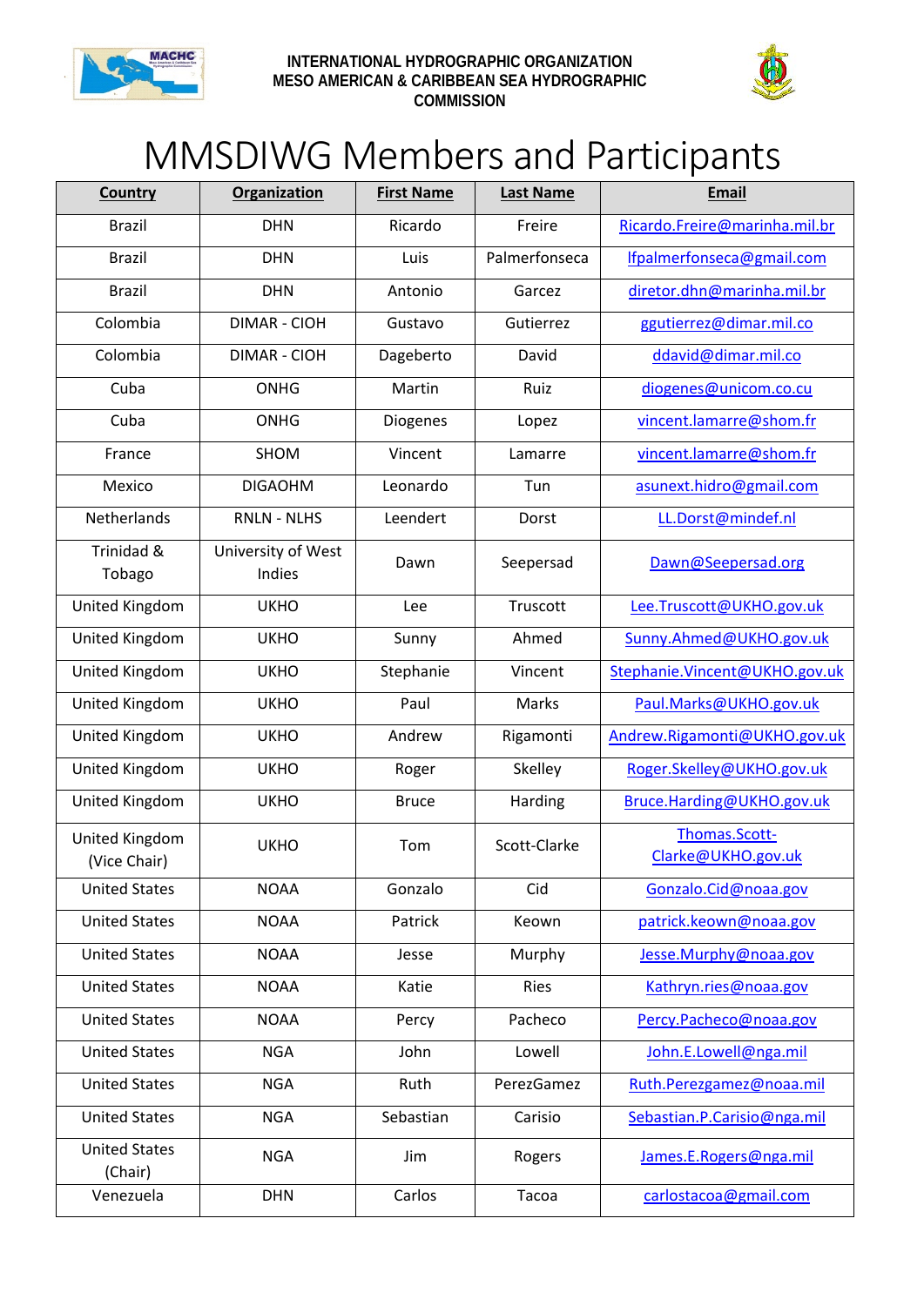INTERNATIONAL HYDROGRAPHIC ORGANIZATION
MESO AMERICAN & CARIBBEAN SEA HYDROGRAPHIC COMMISSION

# MMSDIWG Members and Participants

| Country | Organization | First Name | Last Name | Email |
|---|---|---|---|---|
| Brazil | DHN | Ricardo | Freire | Ricardo.Freire@marinha.mil.br |
| Brazil | DHN | Luis | Palmerfonseca | lfpalmerfonseca@gmail.com |
| Brazil | DHN | Antonio | Garcez | diretor.dhn@marinha.mil.br |
| Colombia | DIMAR - CIOH | Gustavo | Gutierrez | ggutierrez@dimar.mil.co |
| Colombia | DIMAR - CIOH | Dageberto | David | ddavid@dimar.mil.co |
| Cuba | ONHG | Martin | Ruiz | diogenes@unicom.co.cu |
| Cuba | ONHG | Diogenes | Lopez | vincent.lamarre@shom.fr |
| France | SHOM | Vincent | Lamarre | vincent.lamarre@shom.fr |
| Mexico | DIGAOHM | Leonardo | Tun | asunext.hidro@gmail.com |
| Netherlands | RNLN - NLHS | Leendert | Dorst | LL.Dorst@mindef.nl |
| Trinidad & Tobago | University of West Indies | Dawn | Seepersad | Dawn@Seepersad.org |
| United Kingdom | UKHO | Lee | Truscott | Lee.Truscott@UKHO.gov.uk |
| United Kingdom | UKHO | Sunny | Ahmed | Sunny.Ahmed@UKHO.gov.uk |
| United Kingdom | UKHO | Stephanie | Vincent | Stephanie.Vincent@UKHO.gov.uk |
| United Kingdom | UKHO | Paul | Marks | Paul.Marks@UKHO.gov.uk |
| United Kingdom | UKHO | Andrew | Rigamonti | Andrew.Rigamonti@UKHO.gov.uk |
| United Kingdom | UKHO | Roger | Skelley | Roger.Skelley@UKHO.gov.uk |
| United Kingdom | UKHO | Bruce | Harding | Bruce.Harding@UKHO.gov.uk |
| United Kingdom (Vice Chair) | UKHO | Tom | Scott-Clarke | Thomas.Scott-Clarke@UKHO.gov.uk |
| United States | NOAA | Gonzalo | Cid | Gonzalo.Cid@noaa.gov |
| United States | NOAA | Patrick | Keown | patrick.keown@noaa.gov |
| United States | NOAA | Jesse | Murphy | Jesse.Murphy@noaa.gov |
| United States | NOAA | Katie | Ries | Kathryn.ries@noaa.gov |
| United States | NOAA | Percy | Pacheco | Percy.Pacheco@noaa.gov |
| United States | NGA | John | Lowell | John.E.Lowell@nga.mil |
| United States | NGA | Ruth | PerezGamez | Ruth.Perezgamez@noaa.mil |
| United States | NGA | Sebastian | Carisio | Sebastian.P.Carisio@nga.mil |
| United States (Chair) | NGA | Jim | Rogers | James.E.Rogers@nga.mil |
| Venezuela | DHN | Carlos | Tacoa | carlostacoa@gmail.com |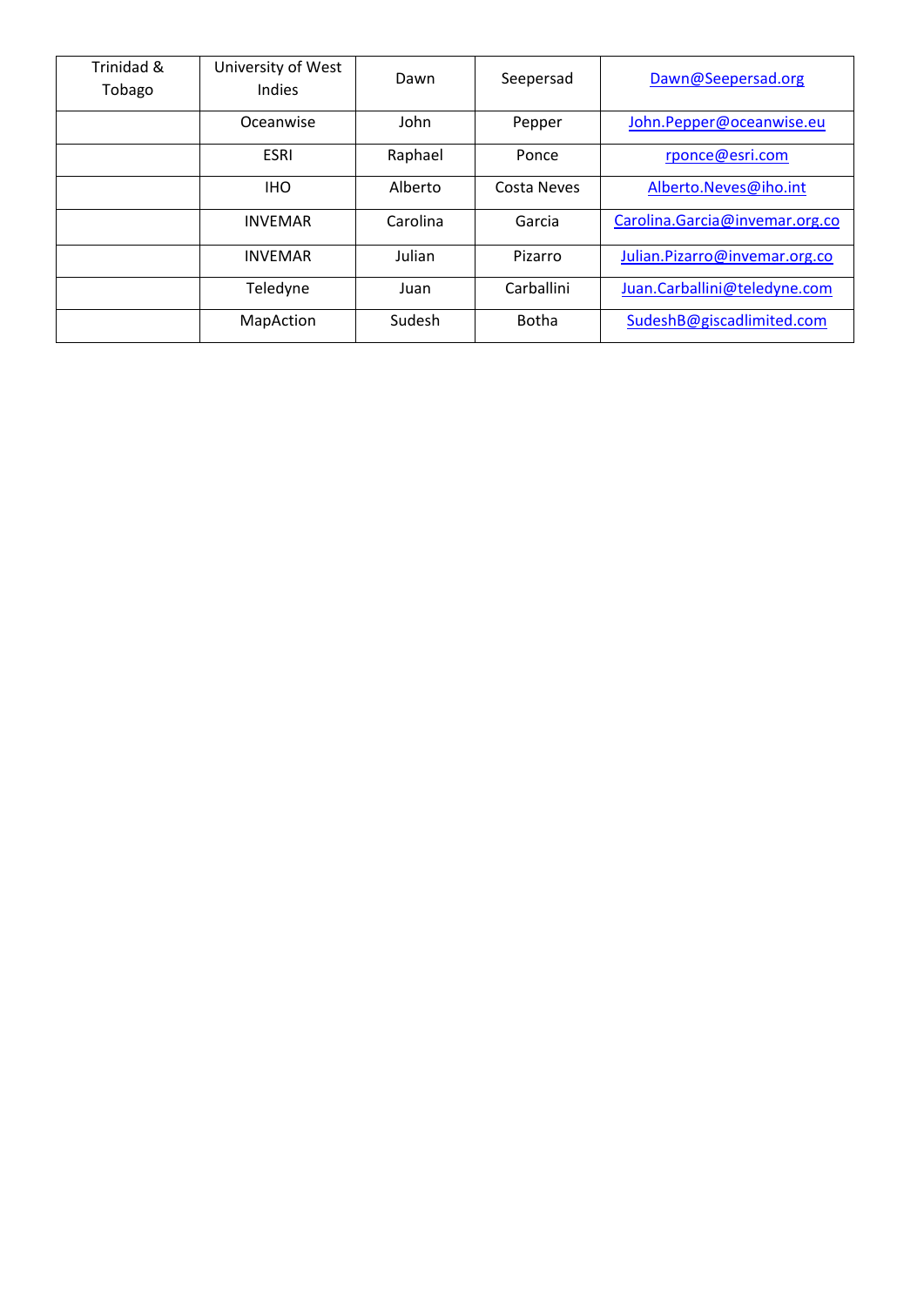| | | | | |
|---|---|---|---|---|
| Trinidad & Tobago | University of West Indies | Dawn | Seepersad | Dawn@Seepersad.org |
| | Oceanwise | John | Pepper | John.Pepper@oceanwise.eu |
| | ESRI | Raphael | Ponce | rponce@esri.com |
| | IHO | Alberto | Costa Neves | Alberto.Neves@iho.int |
| | INVEMAR | Carolina | Garcia | Carolina.Garcia@invemar.org.co |
| | INVEMAR | Julian | Pizarro | Julian.Pizarro@invemar.org.co |
| | Teledyne | Juan | Carballini | Juan.Carballini@teledyne.com |
| | MapAction | Sudesh | Botha | SudeshB@giscadlimited.com |